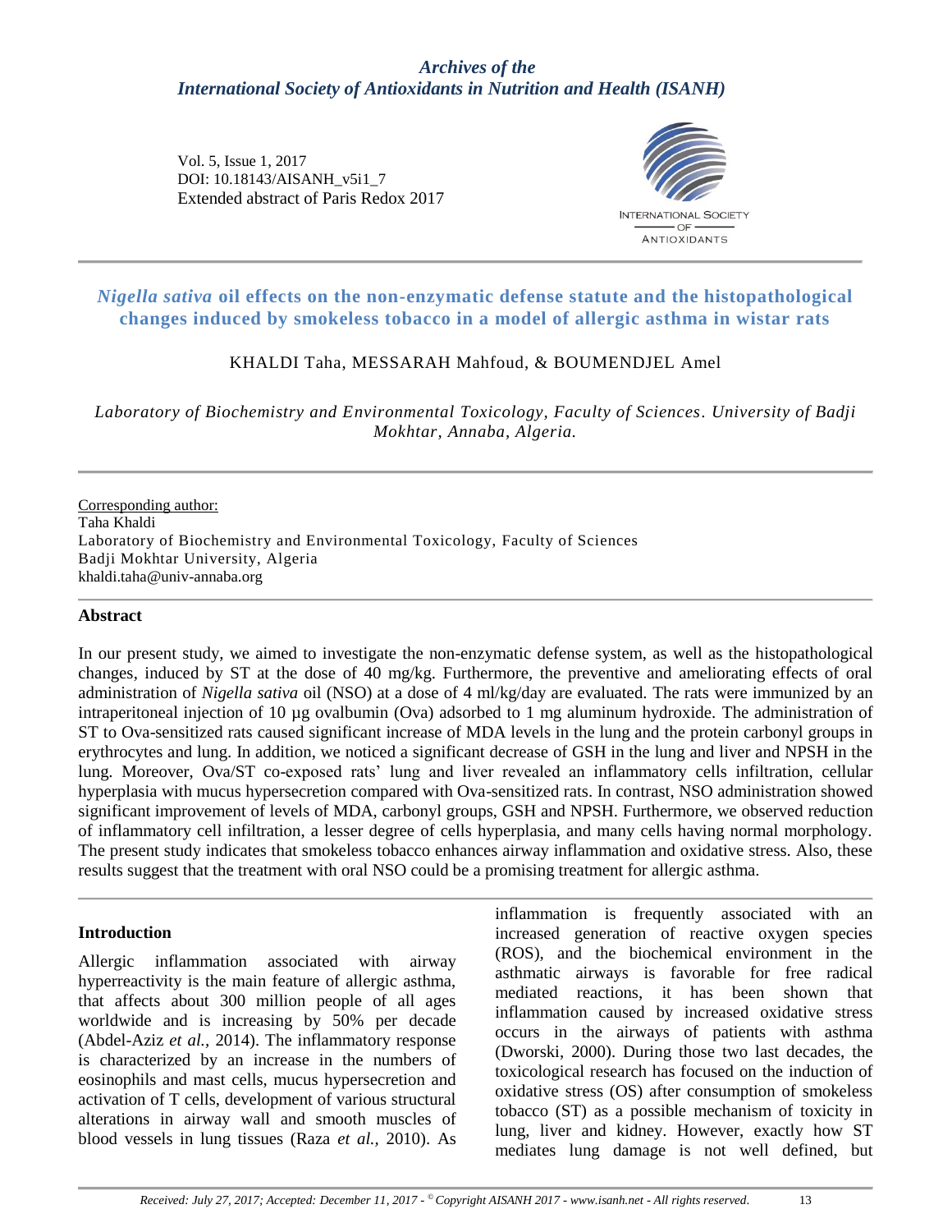*Archives of the*
*International Society of Antioxidants in Nutrition and Health (ISANH)*

Vol. 5, Issue 1, 2017
DOI: 10.18143/AISANH_v5i1_7
Extended abstract of Paris Redox 2017

# *Nigella sativa* oil effects on the non-enzymatic defense statute and the histopathological changes induced by smokeless tobacco in a model of allergic asthma in wistar rats

KHALDI Taha, MESSARAH Mahfoud, & BOUMENDJEL Amel

*Laboratory of Biochemistry and Environmental Toxicology, Faculty of Sciences. University of Badji Mokhtar, Annaba, Algeria.*

Corresponding author:
Taha Khaldi
Laboratory of Biochemistry and Environmental Toxicology, Faculty of Sciences
Badji Mokhtar University, Algeria
khaldi.taha@univ-annaba.org

## Abstract

In our present study, we aimed to investigate the non-enzymatic defense system, as well as the histopathological changes, induced by ST at the dose of 40 mg/kg. Furthermore, the preventive and ameliorating effects of oral administration of *Nigella sativa* oil (NSO) at a dose of 4 ml/kg/day are evaluated. The rats were immunized by an intraperitoneal injection of 10 µg ovalbumin (Ova) adsorbed to 1 mg aluminum hydroxide. The administration of ST to Ova-sensitized rats caused significant increase of MDA levels in the lung and the protein carbonyl groups in erythrocytes and lung. In addition, we noticed a significant decrease of GSH in the lung and liver and NPSH in the lung. Moreover, Ova/ST co-exposed rats' lung and liver revealed an inflammatory cells infiltration, cellular hyperplasia with mucus hypersecretion compared with Ova-sensitized rats. In contrast, NSO administration showed significant improvement of levels of MDA, carbonyl groups, GSH and NPSH. Furthermore, we observed reduction of inflammatory cell infiltration, a lesser degree of cells hyperplasia, and many cells having normal morphology. The present study indicates that smokeless tobacco enhances airway inflammation and oxidative stress. Also, these results suggest that the treatment with oral NSO could be a promising treatment for allergic asthma.

## Introduction

Allergic inflammation associated with airway hyperreactivity is the main feature of allergic asthma, that affects about 300 million people of all ages worldwide and is increasing by 50% per decade (Abdel-Aziz *et al.,* 2014). The inflammatory response is characterized by an increase in the numbers of eosinophils and mast cells, mucus hypersecretion and activation of T cells, development of various structural alterations in airway wall and smooth muscles of blood vessels in lung tissues (Raza *et al.,* 2010). As inflammation is frequently associated with an increased generation of reactive oxygen species (ROS), and the biochemical environment in the asthmatic airways is favorable for free radical mediated reactions, it has been shown that inflammation caused by increased oxidative stress occurs in the airways of patients with asthma (Dworski, 2000). During those two last decades, the toxicological research has focused on the induction of oxidative stress (OS) after consumption of smokeless tobacco (ST) as a possible mechanism of toxicity in lung, liver and kidney. However, exactly how ST mediates lung damage is not well defined, but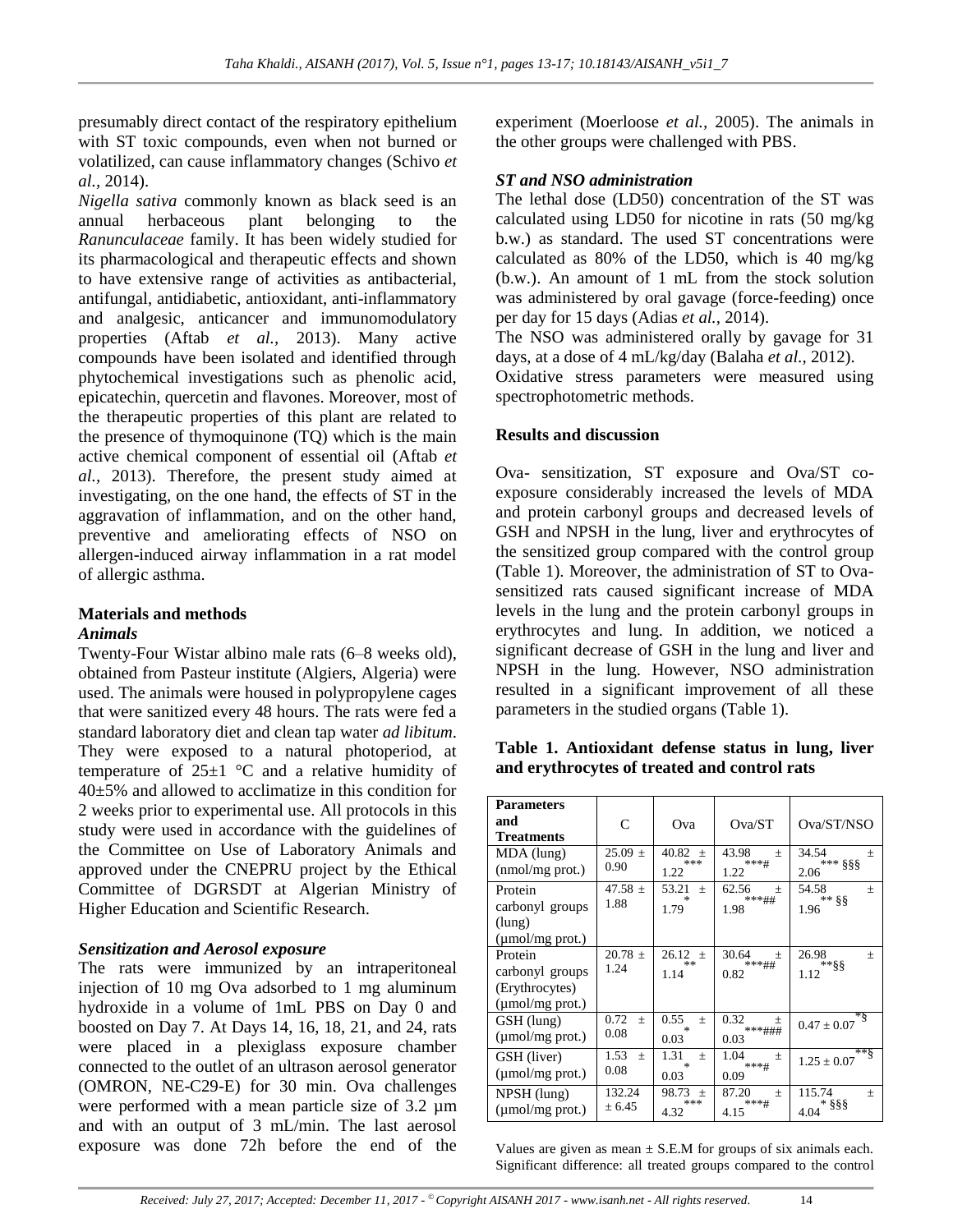presumably direct contact of the respiratory epithelium with ST toxic compounds, even when not burned or volatilized, can cause inflammatory changes (Schivo *et al.,* 2014).

*Nigella sativa* commonly known as black seed is an annual herbaceous plant belonging to the *Ranunculaceae* family. It has been widely studied for its pharmacological and therapeutic effects and shown to have extensive range of activities as antibacterial, antifungal, antidiabetic, antioxidant, anti-inflammatory and analgesic, anticancer and immunomodulatory properties (Aftab *et al.,* 2013). Many active compounds have been isolated and identified through phytochemical investigations such as phenolic acid, epicatechin, quercetin and flavones. Moreover, most of the therapeutic properties of this plant are related to the presence of thymoquinone (TQ) which is the main active chemical component of essential oil (Aftab *et al.,* 2013). Therefore, the present study aimed at investigating, on the one hand, the effects of ST in the aggravation of inflammation, and on the other hand, preventive and ameliorating effects of NSO on allergen-induced airway inflammation in a rat model of allergic asthma.

## Materials and methods

### *Animals*

Twenty-Four Wistar albino male rats (6–8 weeks old), obtained from Pasteur institute (Algiers, Algeria) were used. The animals were housed in polypropylene cages that were sanitized every 48 hours. The rats were fed a standard laboratory diet and clean tap water *ad libitum*. They were exposed to a natural photoperiod, at temperature of 25±1 °C and a relative humidity of 40±5% and allowed to acclimatize in this condition for 2 weeks prior to experimental use. All protocols in this study were used in accordance with the guidelines of the Committee on Use of Laboratory Animals and approved under the CNEPRU project by the Ethical Committee of DGRSDT at Algerian Ministry of Higher Education and Scientific Research.

### *Sensitization and Aerosol exposure*

The rats were immunized by an intraperitoneal injection of 10 mg Ova adsorbed to 1 mg aluminum hydroxide in a volume of 1mL PBS on Day 0 and boosted on Day 7. At Days 14, 16, 18, 21, and 24, rats were placed in a plexiglass exposure chamber connected to the outlet of an ultrason aerosol generator (OMRON, NE-C29-E) for 30 min. Ova challenges were performed with a mean particle size of 3.2 µm and with an output of 3 mL/min. The last aerosol exposure was done 72h before the end of the experiment (Moerloose *et al.,* 2005). The animals in the other groups were challenged with PBS.

### *ST and NSO administration*

The lethal dose (LD50) concentration of the ST was calculated using LD50 for nicotine in rats (50 mg/kg b.w.) as standard. The used ST concentrations were calculated as 80% of the LD50, which is 40 mg/kg (b.w.). An amount of 1 mL from the stock solution was administered by oral gavage (force-feeding) once per day for 15 days (Adias *et al.,* 2014).

The NSO was administered orally by gavage for 31 days, at a dose of 4 mL/kg/day (Balaha *et al.,* 2012).

Oxidative stress parameters were measured using spectrophotometric methods.

## Results and discussion

Ova- sensitization, ST exposure and Ova/ST co-exposure considerably increased the levels of MDA and protein carbonyl groups and decreased levels of GSH and NPSH in the lung, liver and erythrocytes of the sensitized group compared with the control group (Table 1). Moreover, the administration of ST to Ova-sensitized rats caused significant increase of MDA levels in the lung and the protein carbonyl groups in erythrocytes and lung. In addition, we noticed a significant decrease of GSH in the lung and liver and NPSH in the lung. However, NSO administration resulted in a significant improvement of all these parameters in the studied organs (Table 1).

**Table 1. Antioxidant defense status in lung, liver and erythrocytes of treated and control rats**

| Parameters and Treatments | C | Ova | Ova/ST | Ova/ST/NSO |
|---|---|---|---|---|
| MDA (lung) (nmol/mg prot.) | 25.09 ± 0.90 | 40.82 ± 1.22*** | 43.98 ± 1.22***# | 34.54 ± 2.06*** §§§ |
| Protein carbonyl groups (lung) (µmol/mg prot.) | 47.58 ± 1.88 | 53.21 ± 1.79* | 62.56 ± 1.98***## | 54.58 ± 1.96** §§ |
| Protein carbonyl groups (Erythrocytes) (µmol/mg prot.) | 20.78 ± 1.24 | 26.12 ± 1.14** | 30.64 ± 0.82***## | 26.98 ± 1.12**§§ |
| GSH (lung) (µmol/mg prot.) | 0.72 ± 0.08 | 0.55 ± 0.03* | 0.32 ± 0.03***### | 0.47 ± 0.07*§ |
| GSH (liver) (µmol/mg prot.) | 1.53 ± 0.08 | 1.31 ± 0.03* | 1.04 ± 0.09***# | 1.25 ± 0.07**§ |
| NPSH (lung) (µmol/mg prot.) | 132.24 ± 6.45 | 98.73 ± 4.32*** | 87.20 ± 4.15***# | 115.74 ± 4.04* §§§ |

Values are given as mean ± S.E.M for groups of six animals each. Significant difference: all treated groups compared to the control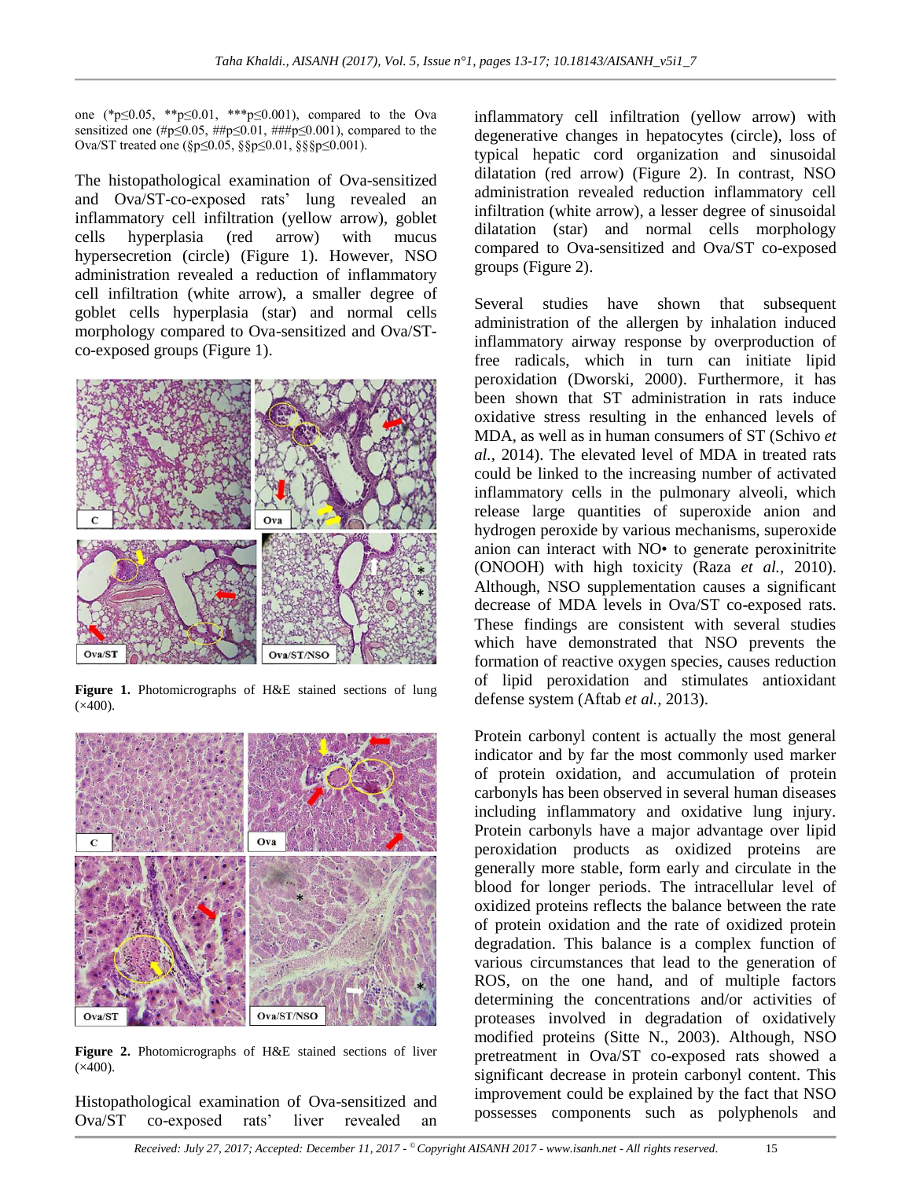one (*p≤0.05, **p≤0.01, ***p≤0.001), compared to the Ova sensitized one (#p≤0.05, ##p≤0.01, ###p≤0.001), compared to the Ova/ST treated one (§p≤0.05, §§p≤0.01, §§§p≤0.001).

The histopathological examination of Ova-sensitized and Ova/ST-co-exposed rats' lung revealed an inflammatory cell infiltration (yellow arrow), goblet cells hyperplasia (red arrow) with mucus hypersecretion (circle) (Figure 1). However, NSO administration revealed a reduction of inflammatory cell infiltration (white arrow), a smaller degree of goblet cells hyperplasia (star) and normal cells morphology compared to Ova-sensitized and Ova/ST-co-exposed groups (Figure 1).

**Figure 1.** Photomicrographs of H&E stained sections of lung (×400).

**Figure 2.** Photomicrographs of H&E stained sections of liver (×400).

Histopathological examination of Ova-sensitized and Ova/ST co-exposed rats' liver revealed an inflammatory cell infiltration (yellow arrow) with degenerative changes in hepatocytes (circle), loss of typical hepatic cord organization and sinusoidal dilatation (red arrow) (Figure 2). In contrast, NSO administration revealed reduction inflammatory cell infiltration (white arrow), a lesser degree of sinusoidal dilatation (star) and normal cells morphology compared to Ova-sensitized and Ova/ST co-exposed groups (Figure 2).

Several studies have shown that subsequent administration of the allergen by inhalation induced inflammatory airway response by overproduction of free radicals, which in turn can initiate lipid peroxidation (Dworski, 2000). Furthermore, it has been shown that ST administration in rats induce oxidative stress resulting in the enhanced levels of MDA, as well as in human consumers of ST (Schivo *et al.*, 2014). The elevated level of MDA in treated rats could be linked to the increasing number of activated inflammatory cells in the pulmonary alveoli, which release large quantities of superoxide anion and hydrogen peroxide by various mechanisms, superoxide anion can interact with NO• to generate peroxinitrite (ONOOH) with high toxicity (Raza *et al.*, 2010). Although, NSO supplementation causes a significant decrease of MDA levels in Ova/ST co-exposed rats. These findings are consistent with several studies which have demonstrated that NSO prevents the formation of reactive oxygen species, causes reduction of lipid peroxidation and stimulates antioxidant defense system (Aftab *et al.*, 2013).

Protein carbonyl content is actually the most general indicator and by far the most commonly used marker of protein oxidation, and accumulation of protein carbonyls has been observed in several human diseases including inflammatory and oxidative lung injury. Protein carbonyls have a major advantage over lipid peroxidation products as oxidized proteins are generally more stable, form early and circulate in the blood for longer periods. The intracellular level of oxidized proteins reflects the balance between the rate of protein oxidation and the rate of oxidized protein degradation. This balance is a complex function of various circumstances that lead to the generation of ROS, on the one hand, and of multiple factors determining the concentrations and/or activities of proteases involved in degradation of oxidatively modified proteins (Sitte N., 2003). Although, NSO pretreatment in Ova/ST co-exposed rats showed a significant decrease in protein carbonyl content. This improvement could be explained by the fact that NSO possesses components such as polyphenols and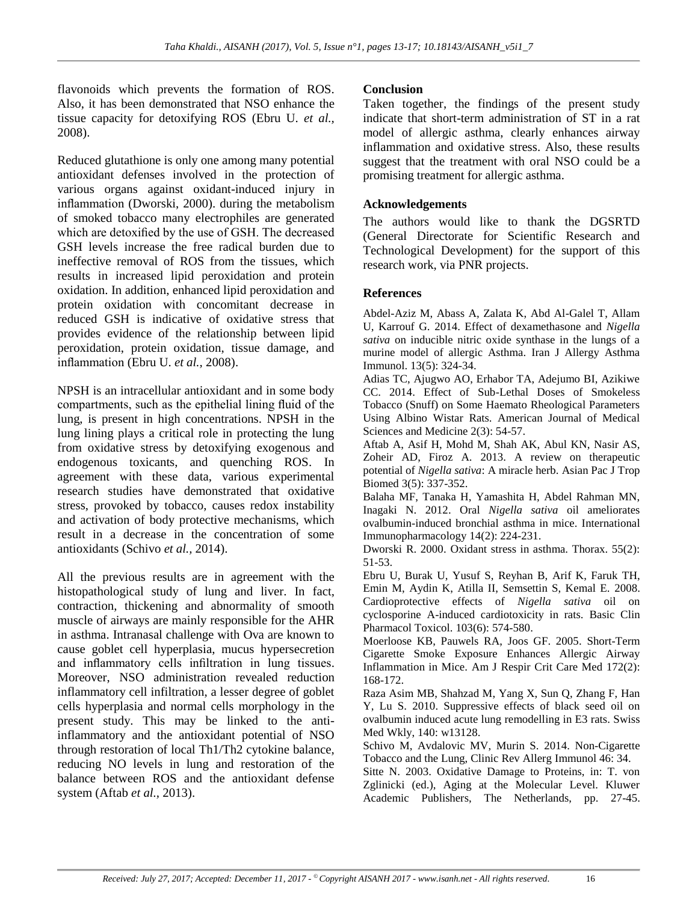flavonoids which prevents the formation of ROS. Also, it has been demonstrated that NSO enhance the tissue capacity for detoxifying ROS (Ebru U. *et al.,* 2008).

Reduced glutathione is only one among many potential antioxidant defenses involved in the protection of various organs against oxidant-induced injury in inflammation (Dworski, 2000). during the metabolism of smoked tobacco many electrophiles are generated which are detoxified by the use of GSH. The decreased GSH levels increase the free radical burden due to ineffective removal of ROS from the tissues, which results in increased lipid peroxidation and protein oxidation. In addition, enhanced lipid peroxidation and protein oxidation with concomitant decrease in reduced GSH is indicative of oxidative stress that provides evidence of the relationship between lipid peroxidation, protein oxidation, tissue damage, and inflammation (Ebru U. *et al.,* 2008).

NPSH is an intracellular antioxidant and in some body compartments, such as the epithelial lining fluid of the lung, is present in high concentrations. NPSH in the lung lining plays a critical role in protecting the lung from oxidative stress by detoxifying exogenous and endogenous toxicants, and quenching ROS. In agreement with these data, various experimental research studies have demonstrated that oxidative stress, provoked by tobacco, causes redox instability and activation of body protective mechanisms, which result in a decrease in the concentration of some antioxidants (Schivo *et al.,* 2014).

All the previous results are in agreement with the histopathological study of lung and liver. In fact, contraction, thickening and abnormality of smooth muscle of airways are mainly responsible for the AHR in asthma. Intranasal challenge with Ova are known to cause goblet cell hyperplasia, mucus hypersecretion and inflammatory cells infiltration in lung tissues. Moreover, NSO administration revealed reduction inflammatory cell infiltration, a lesser degree of goblet cells hyperplasia and normal cells morphology in the present study. This may be linked to the anti-inflammatory and the antioxidant potential of NSO through restoration of local Th1/Th2 cytokine balance, reducing NO levels in lung and restoration of the balance between ROS and the antioxidant defense system (Aftab *et al.*, 2013).

## Conclusion

Taken together, the findings of the present study indicate that short-term administration of ST in a rat model of allergic asthma, clearly enhances airway inflammation and oxidative stress. Also, these results suggest that the treatment with oral NSO could be a promising treatment for allergic asthma.

## Acknowledgements

The authors would like to thank the DGSRTD (General Directorate for Scientific Research and Technological Development) for the support of this research work, via PNR projects.

## References

Abdel-Aziz M, Abass A, Zalata K, Abd Al-Galel T, Allam U, Karrouf G. 2014. Effect of dexamethasone and *Nigella sativa* on inducible nitric oxide synthase in the lungs of a murine model of allergic Asthma. Iran J Allergy Asthma Immunol. 13(5): 324-34.

Adias TC, Ajugwo AO, Erhabor TA, Adejumo BI, Azikiwe CC. 2014. Effect of Sub-Lethal Doses of Smokeless Tobacco (Snuff) on Some Haemato Rheological Parameters Using Albino Wistar Rats. American Journal of Medical Sciences and Medicine 2(3): 54-57.

Aftab A, Asif H, Mohd M, Shah AK, Abul KN, Nasir AS, Zoheir AD, Firoz A. 2013. A review on therapeutic potential of *Nigella sativa*: A miracle herb. Asian Pac J Trop Biomed 3(5): 337-352.

Balaha MF, Tanaka H, Yamashita H, Abdel Rahman MN, Inagaki N. 2012. Oral *Nigella sativa* oil ameliorates ovalbumin-induced bronchial asthma in mice. International Immunopharmacology 14(2): 224-231.

Dworski R. 2000. Oxidant stress in asthma. Thorax. 55(2): 51-53.

Ebru U, Burak U, Yusuf S, Reyhan B, Arif K, Faruk TH, Emin M, Aydin K, Atilla II, Semsettin S, Kemal E. 2008. Cardioprotective effects of *Nigella sativa* oil on cyclosporine A-induced cardiotoxicity in rats. Basic Clin Pharmacol Toxicol. 103(6): 574-580.

Moerloose KB, Pauwels RA, Joos GF. 2005. Short-Term Cigarette Smoke Exposure Enhances Allergic Airway Inflammation in Mice. Am J Respir Crit Care Med 172(2): 168-172.

Raza Asim MB, Shahzad M, Yang X, Sun Q, Zhang F, Han Y, Lu S. 2010. Suppressive effects of black seed oil on ovalbumin induced acute lung remodelling in E3 rats. Swiss Med Wkly, 140: w13128.

Schivo M, Avdalovic MV, Murin S. 2014. Non-Cigarette Tobacco and the Lung, Clinic Rev Allerg Immunol 46: 34.

Sitte N. 2003. Oxidative Damage to Proteins, in: T. von Zglinicki (ed.), Aging at the Molecular Level. Kluwer Academic Publishers, The Netherlands, pp. 27-45.